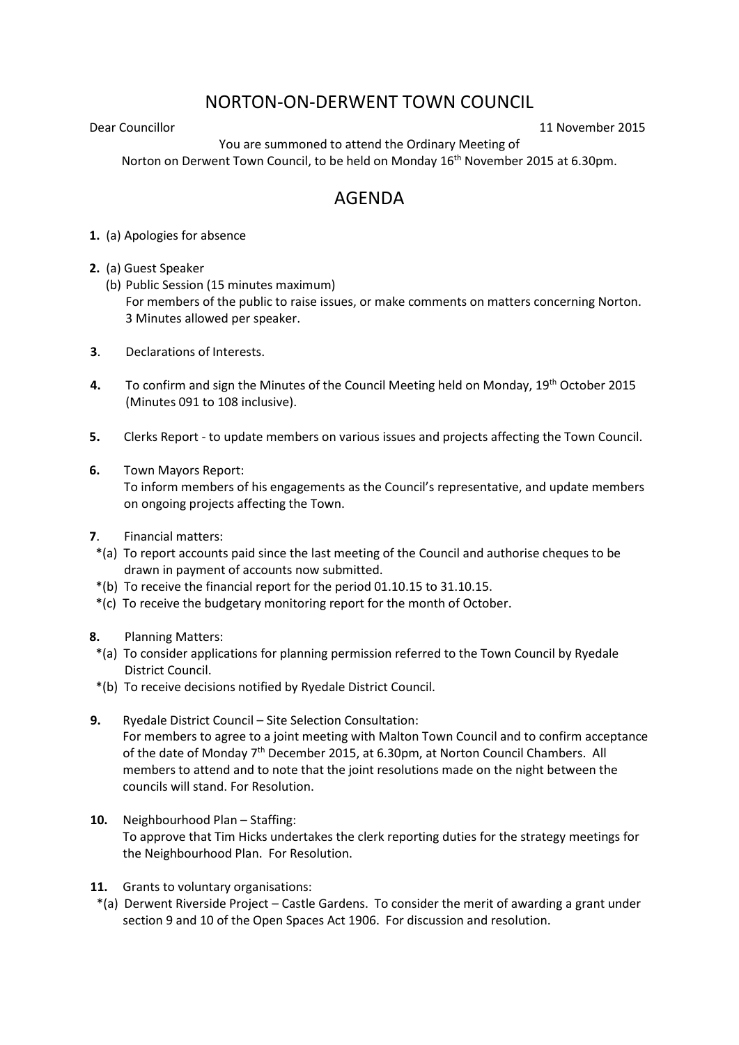# NORTON-ON-DERWENT TOWN COUNCIL

Dear Councillor  11 November 2015

You are summoned to attend the Ordinary Meeting of
Norton on Derwent Town Council, to be held on Monday 16th November 2015 at 6.30pm.

## AGENDA

**1.** (a) Apologies for absence

**2.** (a) Guest Speaker
(b) Public Session (15 minutes maximum)
For members of the public to raise issues, or make comments on matters concerning Norton. 3 Minutes allowed per speaker.

**3**. Declarations of Interests.

**4.** To confirm and sign the Minutes of the Council Meeting held on Monday, 19th October 2015 (Minutes 091 to 108 inclusive).

**5.** Clerks Report - to update members on various issues and projects affecting the Town Council.

**6.** Town Mayors Report:
To inform members of his engagements as the Council's representative, and update members on ongoing projects affecting the Town.

**7**. Financial matters:
*(a) To report accounts paid since the last meeting of the Council and authorise cheques to be drawn in payment of accounts now submitted.
*(b) To receive the financial report for the period 01.10.15 to 31.10.15.
*(c) To receive the budgetary monitoring report for the month of October.

**8.** Planning Matters:
*(a) To consider applications for planning permission referred to the Town Council by Ryedale District Council.
*(b) To receive decisions notified by Ryedale District Council.

**9.** Ryedale District Council – Site Selection Consultation:
For members to agree to a joint meeting with Malton Town Council and to confirm acceptance of the date of Monday 7th December 2015, at 6.30pm, at Norton Council Chambers. All members to attend and to note that the joint resolutions made on the night between the councils will stand. For Resolution.

**10.** Neighbourhood Plan – Staffing:
To approve that Tim Hicks undertakes the clerk reporting duties for the strategy meetings for the Neighbourhood Plan. For Resolution.

**11.** Grants to voluntary organisations:
*(a) Derwent Riverside Project – Castle Gardens. To consider the merit of awarding a grant under section 9 and 10 of the Open Spaces Act 1906. For discussion and resolution.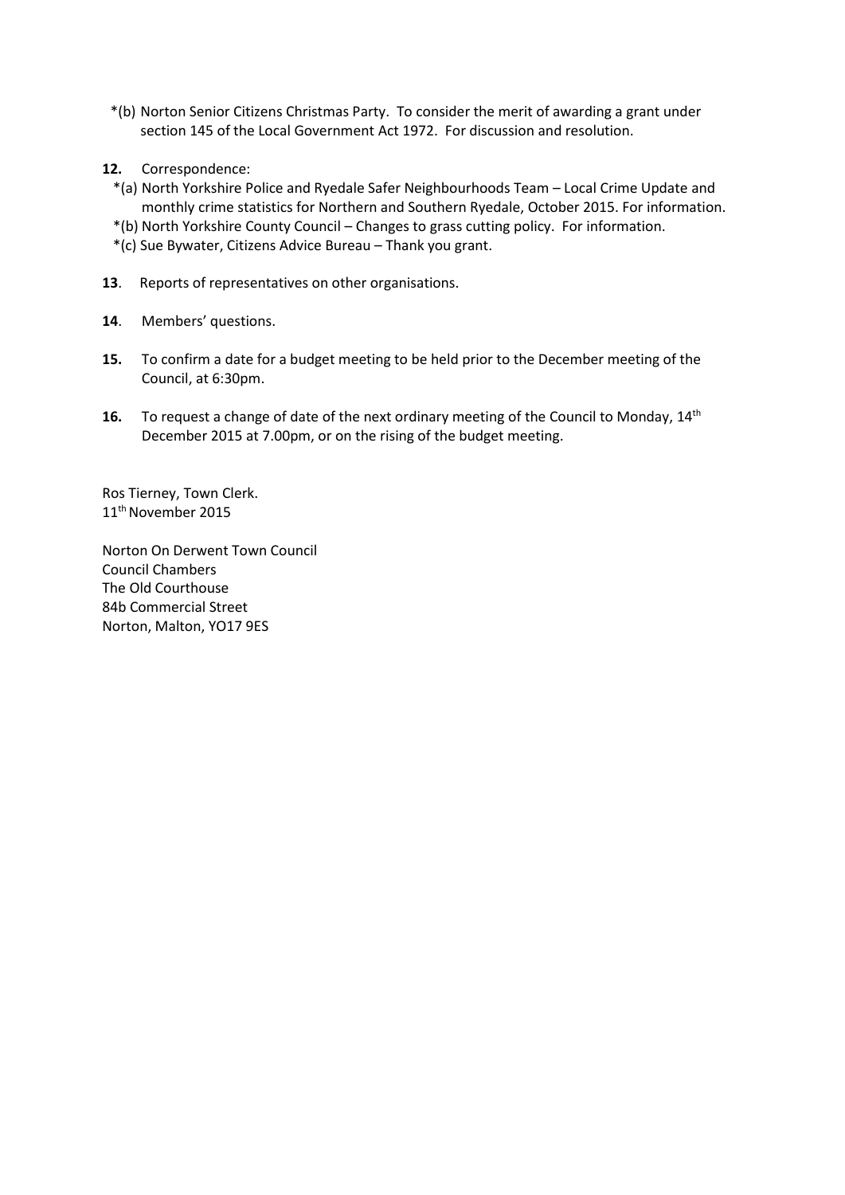*(b) Norton Senior Citizens Christmas Party. To consider the merit of awarding a grant under section 145 of the Local Government Act 1972. For discussion and resolution.

**12.** Correspondence:

*(a) North Yorkshire Police and Ryedale Safer Neighbourhoods Team – Local Crime Update and monthly crime statistics for Northern and Southern Ryedale, October 2015. For information.

*(b) North Yorkshire County Council – Changes to grass cutting policy. For information.

*(c) Sue Bywater, Citizens Advice Bureau – Thank you grant.

**13**. Reports of representatives on other organisations.

**14**. Members' questions.

**15.** To confirm a date for a budget meeting to be held prior to the December meeting of the Council, at 6:30pm.

**16.** To request a change of date of the next ordinary meeting of the Council to Monday, 14th December 2015 at 7.00pm, or on the rising of the budget meeting.

Ros Tierney, Town Clerk.
11th November 2015

Norton On Derwent Town Council
Council Chambers
The Old Courthouse
84b Commercial Street
Norton, Malton, YO17 9ES